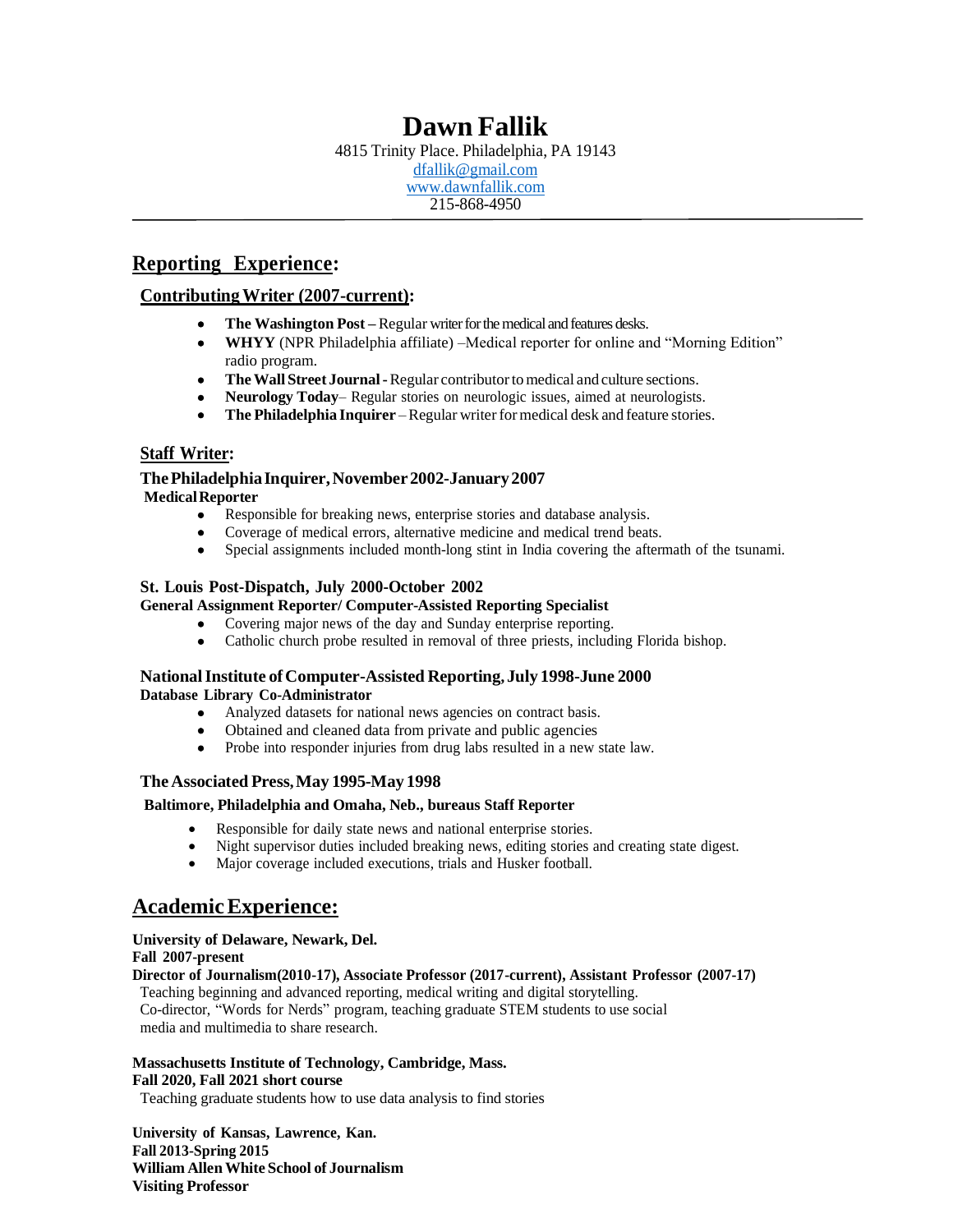# Dawn Fallik

4815 Trinity Place. Philadelphia, PA 19143
dfallik@gmail.com
www.dawnfallik.com
215-868-4950

---

## Reporting Experience:

### Contributing Writer (2007-current):

- **The Washington Post** – Regular writer for the medical and features desks.
- **WHYY** (NPR Philadelphia affiliate) –Medical reporter for online and "Morning Edition" radio program.
- **The Wall Street Journal** - Regular contributor to medical and culture sections.
- **Neurology Today**– Regular stories on neurologic issues, aimed at neurologists.
- **The Philadelphia Inquirer** – Regular writer for medical desk and feature stories.

### Staff Writer:

**The Philadelphia Inquirer, November 2002-January 2007**
**Medical Reporter**

- Responsible for breaking news, enterprise stories and database analysis.
- Coverage of medical errors, alternative medicine and medical trend beats.
- Special assignments included month-long stint in India covering the aftermath of the tsunami.

**St. Louis Post-Dispatch, July 2000-October 2002**
**General Assignment Reporter/ Computer-Assisted Reporting Specialist**

- Covering major news of the day and Sunday enterprise reporting.
- Catholic church probe resulted in removal of three priests, including Florida bishop.

**National Institute of Computer-Assisted Reporting, July 1998-June 2000**
**Database Library Co-Administrator**

- Analyzed datasets for national news agencies on contract basis.
- Obtained and cleaned data from private and public agencies
- Probe into responder injuries from drug labs resulted in a new state law.

**The Associated Press, May 1995-May 1998**

**Baltimore, Philadelphia and Omaha, Neb., bureaus Staff Reporter**

- Responsible for daily state news and national enterprise stories.
- Night supervisor duties included breaking news, editing stories and creating state digest.
- Major coverage included executions, trials and Husker football.

## Academic Experience:

**University of Delaware, Newark, Del.**
**Fall 2007-present**
**Director of Journalism(2010-17), Associate Professor (2017-current), Assistant Professor (2007-17)**
Teaching beginning and advanced reporting, medical writing and digital storytelling.
Co-director, "Words for Nerds" program, teaching graduate STEM students to use social media and multimedia to share research.

**Massachusetts Institute of Technology, Cambridge, Mass.**
**Fall 2020, Fall 2021 short course**
Teaching graduate students how to use data analysis to find stories

**University of Kansas, Lawrence, Kan.**
**Fall 2013-Spring 2015**
**William Allen White School of Journalism**
**Visiting Professor**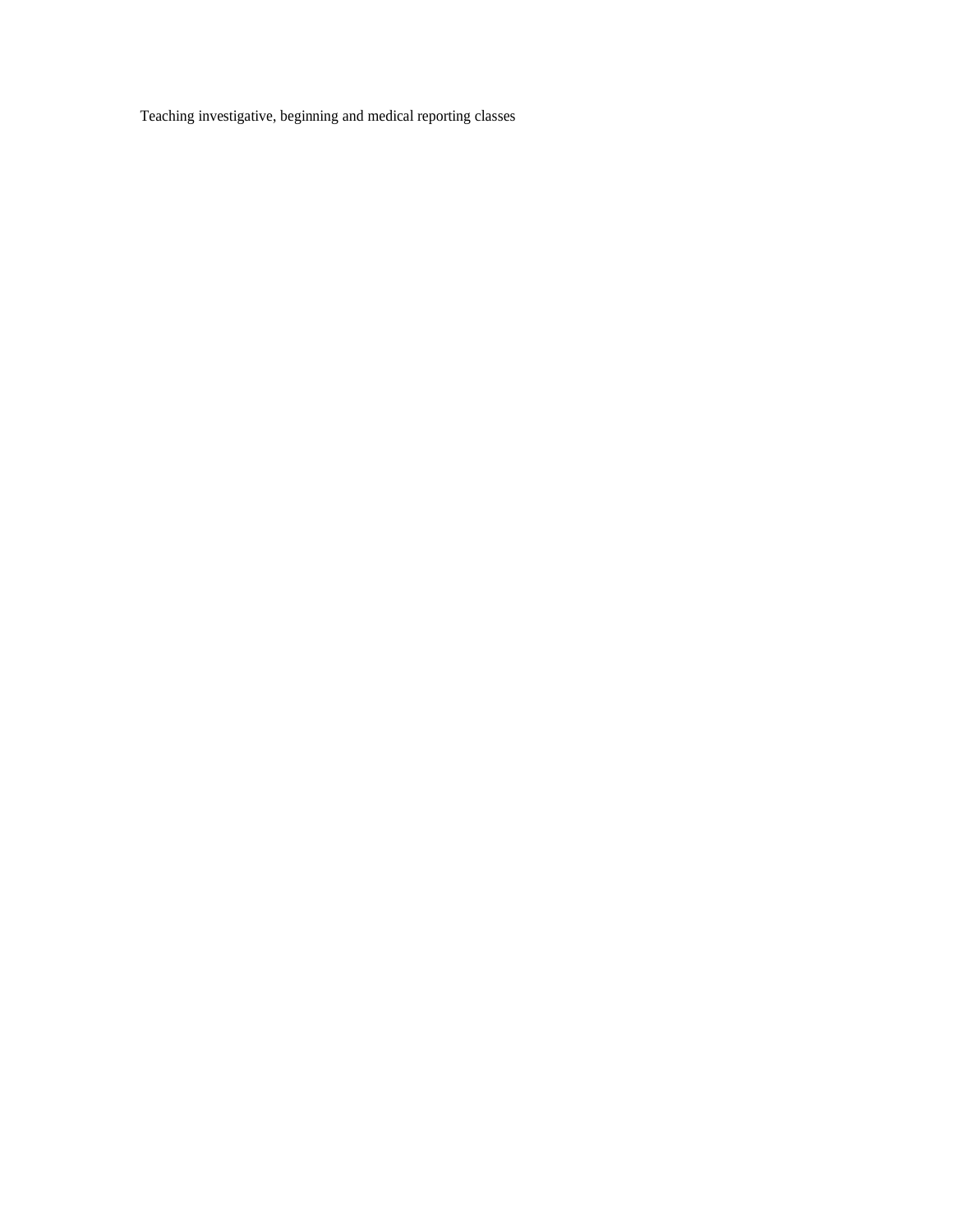Teaching investigative, beginning and medical reporting classes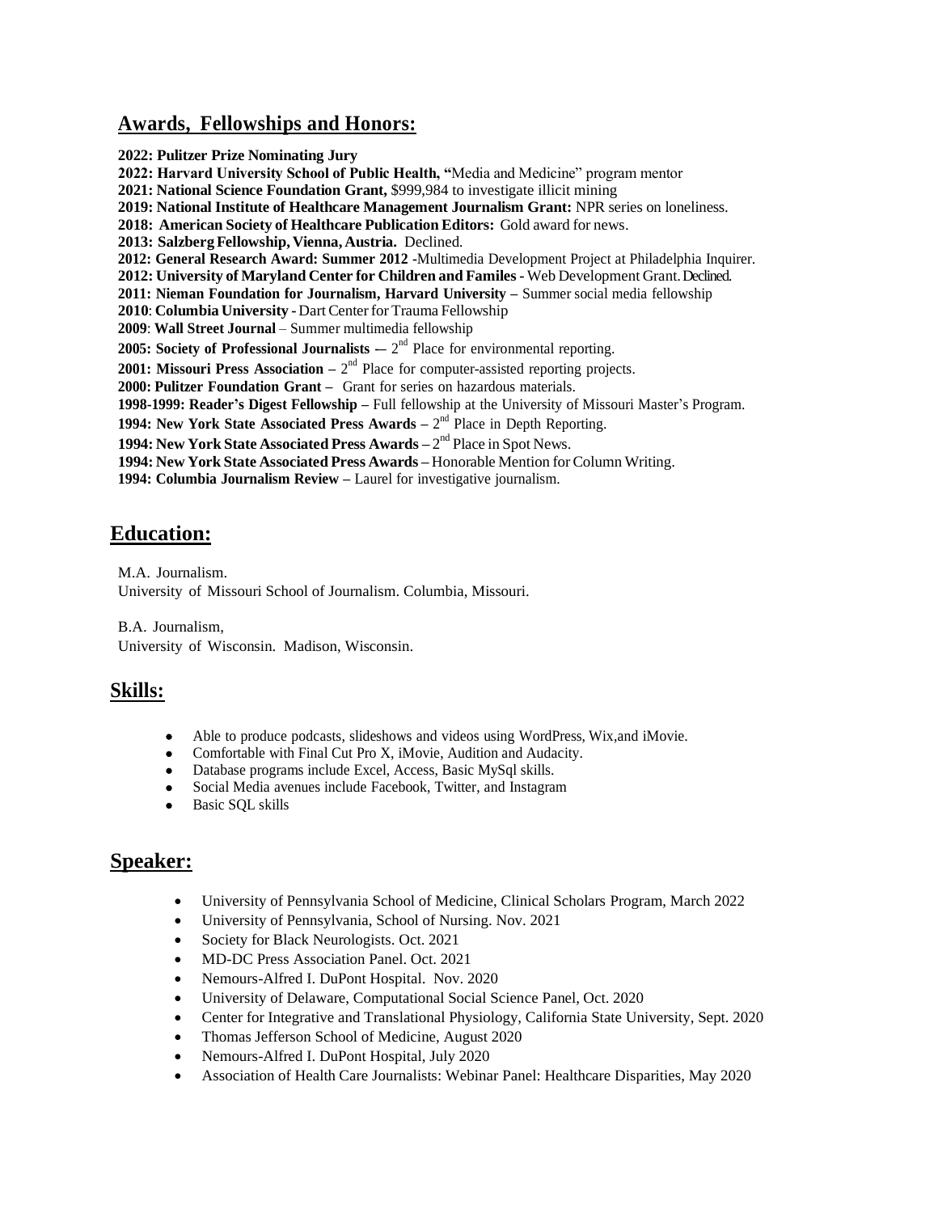## Awards, Fellowships and Honors:

**2022: Pulitzer Prize Nominating Jury**
**2022: Harvard University School of Public Health, "**Media and Medicine" program mentor
**2021: National Science Foundation Grant,** $999,984 to investigate illicit mining
**2019: National Institute of Healthcare Management Journalism Grant:** NPR series on loneliness.
**2018: American Society of Healthcare Publication Editors:** Gold award for news.
**2013: Salzberg Fellowship, Vienna, Austria.** Declined.
**2012: General Research Award: Summer 2012 -**Multimedia Development Project at Philadelphia Inquirer.
**2012: University of Maryland Center for Children and Familes -** Web Development Grant. Declined.
**2011: Nieman Foundation for Journalism, Harvard University –** Summer social media fellowship
**2010**: **Columbia University -** Dart Center for Trauma Fellowship
**2009**: **Wall Street Journal** – Summer multimedia fellowship
**2005: Society of Professional Journalists –** 2nd Place for environmental reporting.
**2001: Missouri Press Association –** 2nd Place for computer-assisted reporting projects.
**2000: Pulitzer Foundation Grant –** Grant for series on hazardous materials.
**1998-1999: Reader's Digest Fellowship –** Full fellowship at the University of Missouri Master's Program.
**1994: New York State Associated Press Awards –** 2nd Place in Depth Reporting.
**1994: New York State Associated Press Awards –** 2nd Place in Spot News.
**1994: New York State Associated Press Awards –** Honorable Mention for Column Writing.
**1994: Columbia Journalism Review –** Laurel for investigative journalism.

## Education:

M.A. Journalism.
University of Missouri School of Journalism. Columbia, Missouri.

B.A. Journalism,
University of Wisconsin. Madison, Wisconsin.

## Skills:

- Able to produce podcasts, slideshows and videos using WordPress, Wix,and iMovie.
- Comfortable with Final Cut Pro X, iMovie, Audition and Audacity.
- Database programs include Excel, Access, Basic MySql skills.
- Social Media avenues include Facebook, Twitter, and Instagram
- Basic SQL skills

## Speaker:

- University of Pennsylvania School of Medicine, Clinical Scholars Program, March 2022
- University of Pennsylvania, School of Nursing. Nov. 2021
- Society for Black Neurologists. Oct. 2021
- MD-DC Press Association Panel. Oct. 2021
- Nemours-Alfred I. DuPont Hospital. Nov. 2020
- University of Delaware, Computational Social Science Panel, Oct. 2020
- Center for Integrative and Translational Physiology, California State University, Sept. 2020
- Thomas Jefferson School of Medicine, August 2020
- Nemours-Alfred I. DuPont Hospital, July 2020
- Association of Health Care Journalists: Webinar Panel: Healthcare Disparities, May 2020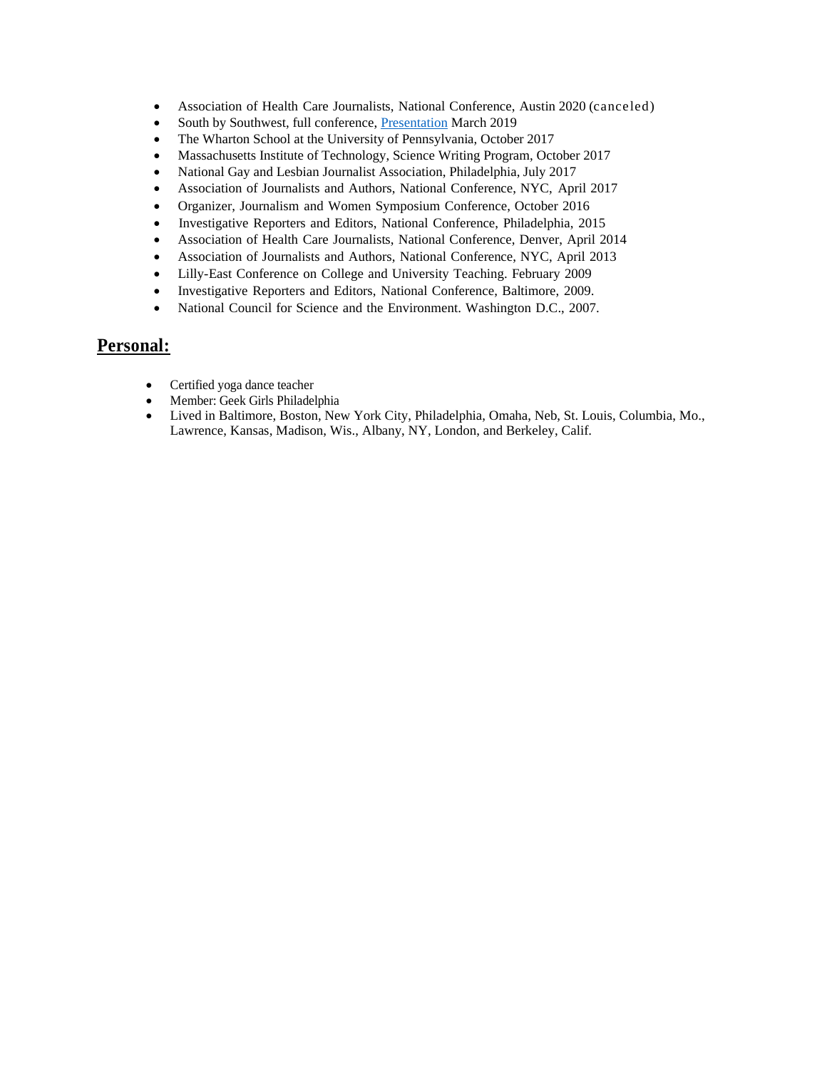- Association of Health Care Journalists, National Conference, Austin 2020 (canceled)
- South by Southwest, full conference, Presentation March 2019
- The Wharton School at the University of Pennsylvania, October 2017
- Massachusetts Institute of Technology, Science Writing Program, October 2017
- National Gay and Lesbian Journalist Association, Philadelphia, July 2017
- Association of Journalists and Authors, National Conference, NYC, April 2017
- Organizer, Journalism and Women Symposium Conference, October 2016
- Investigative Reporters and Editors, National Conference, Philadelphia, 2015
- Association of Health Care Journalists, National Conference, Denver, April 2014
- Association of Journalists and Authors, National Conference, NYC, April 2013
- Lilly-East Conference on College and University Teaching. February 2009
- Investigative Reporters and Editors, National Conference, Baltimore, 2009.
- National Council for Science and the Environment. Washington D.C., 2007.

## Personal:

- Certified yoga dance teacher
- Member: Geek Girls Philadelphia
- Lived in Baltimore, Boston, New York City, Philadelphia, Omaha, Neb, St. Louis, Columbia, Mo., Lawrence, Kansas, Madison, Wis., Albany, NY, London, and Berkeley, Calif.